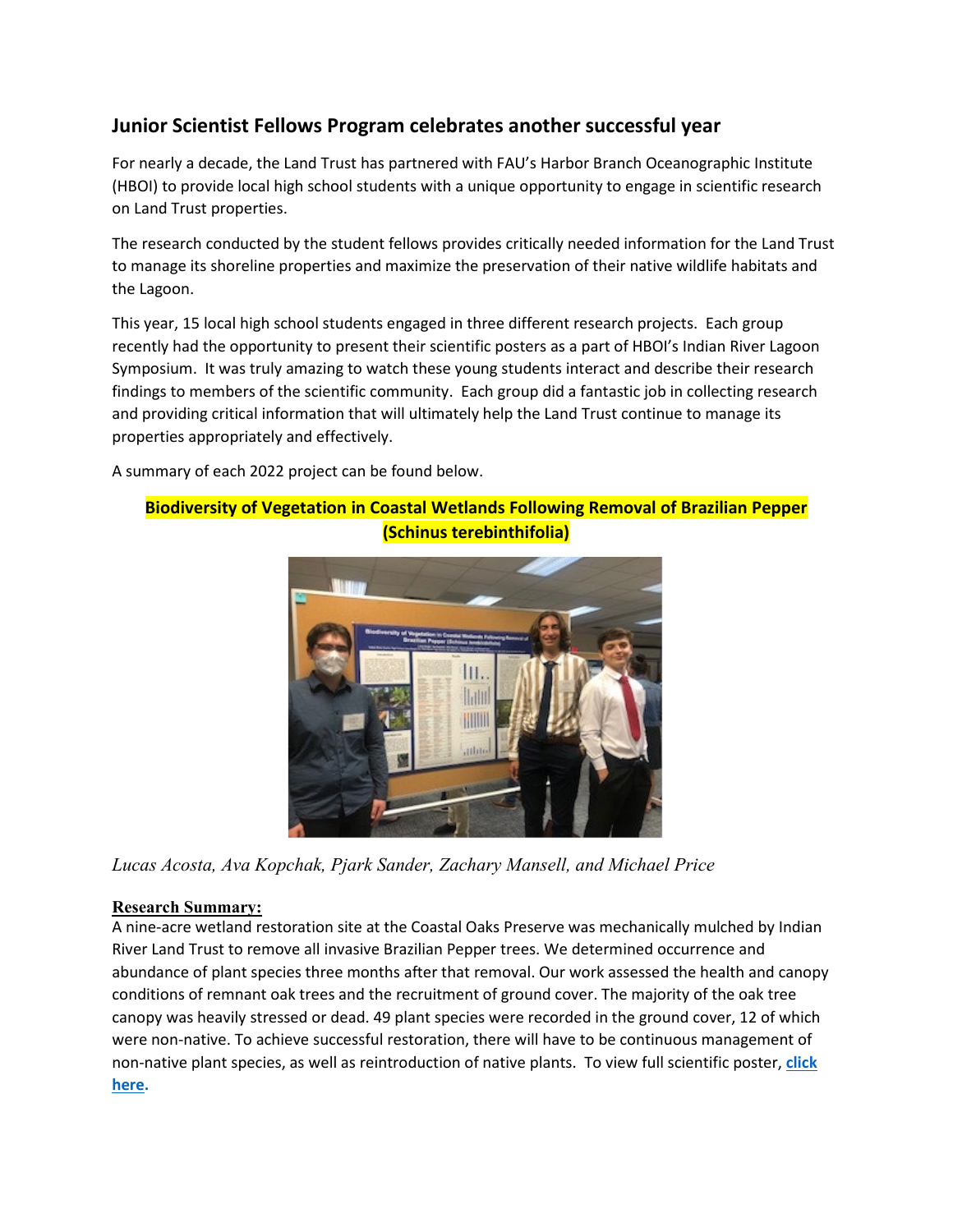## Junior Scientist Fellows Program celebrates another successful year

For nearly a decade, the Land Trust has partnered with FAU's Harbor Branch Oceanographic Institute (HBOI) to provide local high school students with a unique opportunity to engage in scientific research on Land Trust properties.

The research conducted by the student fellows provides critically needed information for the Land Trust to manage its shoreline properties and maximize the preservation of their native wildlife habitats and the Lagoon.

This year, 15 local high school students engaged in three different research projects. Each group recently had the opportunity to present their scientific posters as a part of HBOI's Indian River Lagoon Symposium. It was truly amazing to watch these young students interact and describe their research findings to members of the scientific community. Each group did a fantastic job in collecting research and providing critical information that will ultimately help the Land Trust continue to manage its properties appropriately and effectively.

A summary of each 2022 project can be found below.

### Biodiversity of Vegetation in Coastal Wetlands Following Removal of Brazilian Pepper (Schinus terebinthifolia)

*Lucas Acosta, Ava Kopchak, Pjark Sander, Zachary Mansell, and Michael Price*

**Research Summary:**

A nine-acre wetland restoration site at the Coastal Oaks Preserve was mechanically mulched by Indian River Land Trust to remove all invasive Brazilian Pepper trees. We determined occurrence and abundance of plant species three months after that removal. Our work assessed the health and canopy conditions of remnant oak trees and the recruitment of ground cover. The majority of the oak tree canopy was heavily stressed or dead. 49 plant species were recorded in the ground cover, 12 of which were non-native. To achieve successful restoration, there will have to be continuous management of non-native plant species, as well as reintroduction of native plants. To view full scientific poster, **click here.**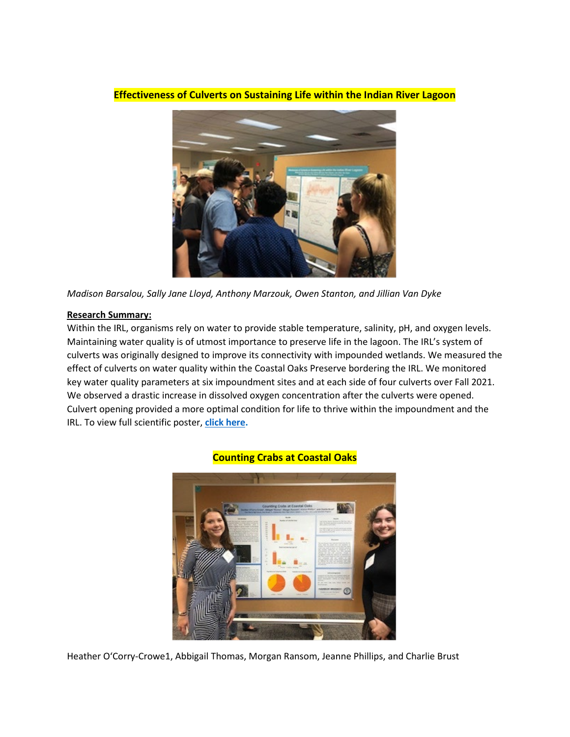## Effectiveness of Culverts on Sustaining Life within the Indian River Lagoon

*Madison Barsalou, Sally Jane Lloyd, Anthony Marzouk, Owen Stanton, and Jillian Van Dyke*

**Research Summary:**

Within the IRL, organisms rely on water to provide stable temperature, salinity, pH, and oxygen levels. Maintaining water quality is of utmost importance to preserve life in the lagoon. The IRL's system of culverts was originally designed to improve its connectivity with impounded wetlands. We measured the effect of culverts on water quality within the Coastal Oaks Preserve bordering the IRL. We monitored key water quality parameters at six impoundment sites and at each side of four culverts over Fall 2021. We observed a drastic increase in dissolved oxygen concentration after the culverts were opened. Culvert opening provided a more optimal condition for life to thrive within the impoundment and the IRL. To view full scientific poster, **click here.**

## Counting Crabs at Coastal Oaks

Heather O'Corry-Crowe1, Abbigail Thomas, Morgan Ransom, Jeanne Phillips, and Charlie Brust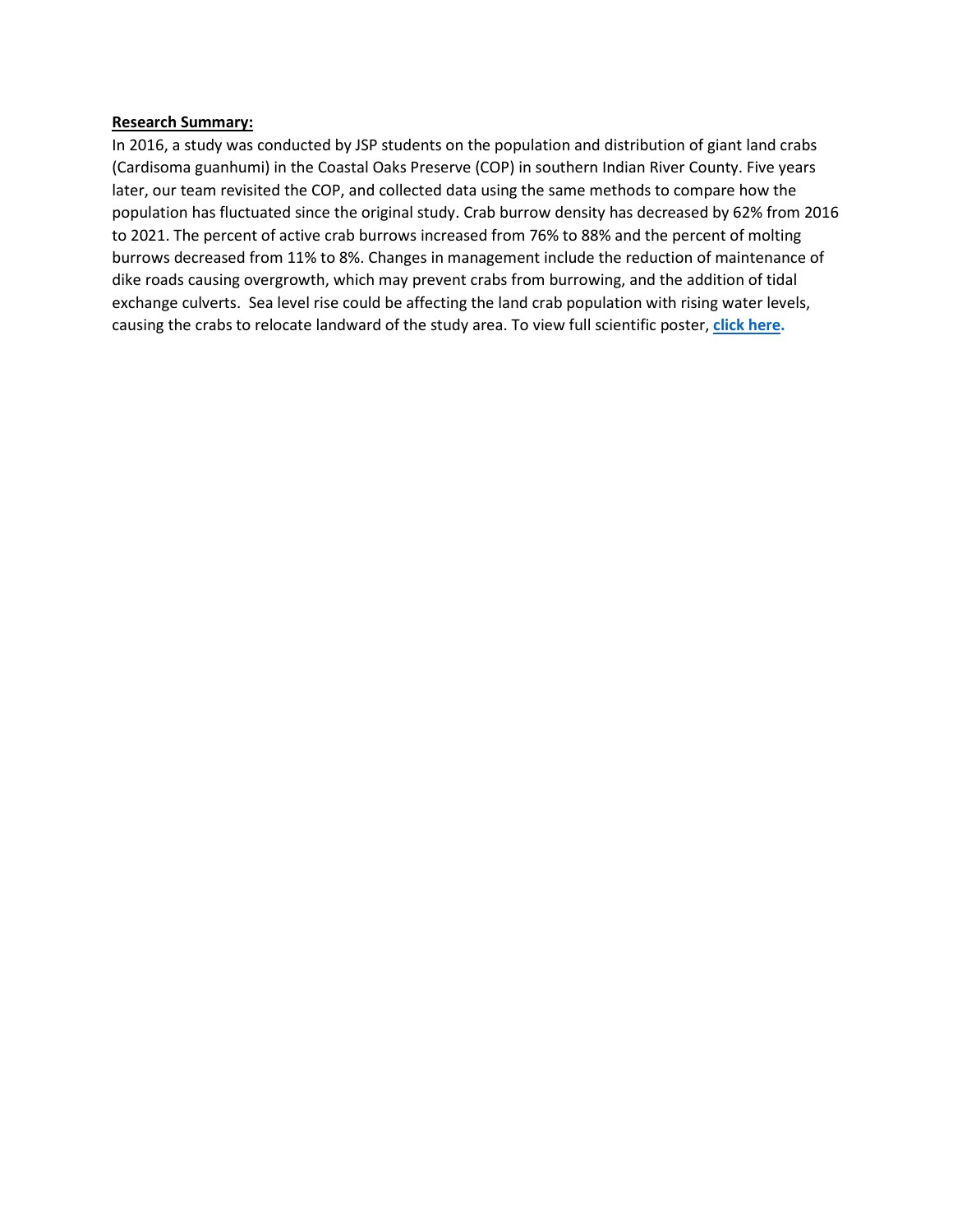**Research Summary:**

In 2016, a study was conducted by JSP students on the population and distribution of giant land crabs (Cardisoma guanhumi) in the Coastal Oaks Preserve (COP) in southern Indian River County. Five years later, our team revisited the COP, and collected data using the same methods to compare how the population has fluctuated since the original study. Crab burrow density has decreased by 62% from 2016 to 2021. The percent of active crab burrows increased from 76% to 88% and the percent of molting burrows decreased from 11% to 8%. Changes in management include the reduction of maintenance of dike roads causing overgrowth, which may prevent crabs from burrowing, and the addition of tidal exchange culverts. Sea level rise could be affecting the land crab population with rising water levels, causing the crabs to relocate landward of the study area. To view full scientific poster, **click here.**